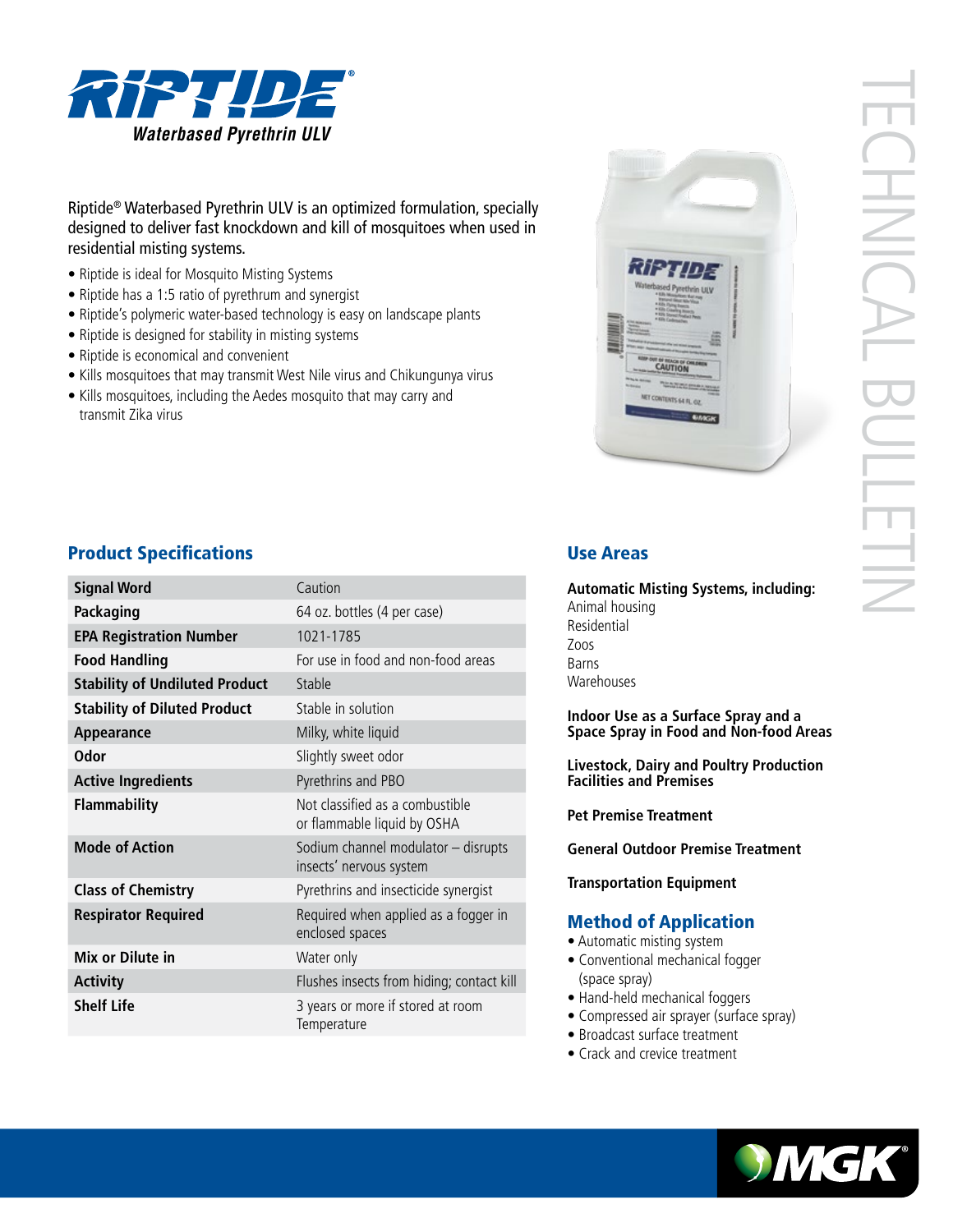# RIPTIDE®

***Waterbased Pyrethrin ULV***

TECHNICAL BULLETIN

Riptide® Waterbased Pyrethrin ULV is an optimized formulation, specially designed to deliver fast knockdown and kill of mosquitoes when used in residential misting systems.

- Riptide is ideal for Mosquito Misting Systems
- Riptide has a 1:5 ratio of pyrethrum and synergist
- Riptide's polymeric water-based technology is easy on landscape plants
- Riptide is designed for stability in misting systems
- Riptide is economical and convenient
- Kills mosquitoes that may transmit West Nile virus and Chikungunya virus
- Kills mosquitoes, including the Aedes mosquito that may carry and transmit Zika virus

## Product Specifications

| | |
|---|---|
| **Signal Word** | Caution |
| **Packaging** | 64 oz. bottles (4 per case) |
| **EPA Registration Number** | 1021-1785 |
| **Food Handling** | For use in food and non-food areas |
| **Stability of Undiluted Product** | Stable |
| **Stability of Diluted Product** | Stable in solution |
| **Appearance** | Milky, white liquid |
| **Odor** | Slightly sweet odor |
| **Active Ingredients** | Pyrethrins and PBO |
| **Flammability** | Not classified as a combustible or flammable liquid by OSHA |
| **Mode of Action** | Sodium channel modulator – disrupts insects' nervous system |
| **Class of Chemistry** | Pyrethrins and insecticide synergist |
| **Respirator Required** | Required when applied as a fogger in enclosed spaces |
| **Mix or Dilute in** | Water only |
| **Activity** | Flushes insects from hiding; contact kill |
| **Shelf Life** | 3 years or more if stored at room Temperature |

## Use Areas

**Automatic Misting Systems, including:**

Animal housing
Residential
Zoos
Barns
Warehouses

**Indoor Use as a Surface Spray and a Space Spray in Food and Non-food Areas**

**Livestock, Dairy and Poultry Production Facilities and Premises**

**Pet Premise Treatment**

**General Outdoor Premise Treatment**

**Transportation Equipment**

## Method of Application

- Automatic misting system
- Conventional mechanical fogger (space spray)
- Hand-held mechanical foggers
- Compressed air sprayer (surface spray)
- Broadcast surface treatment
- Crack and crevice treatment

MGK®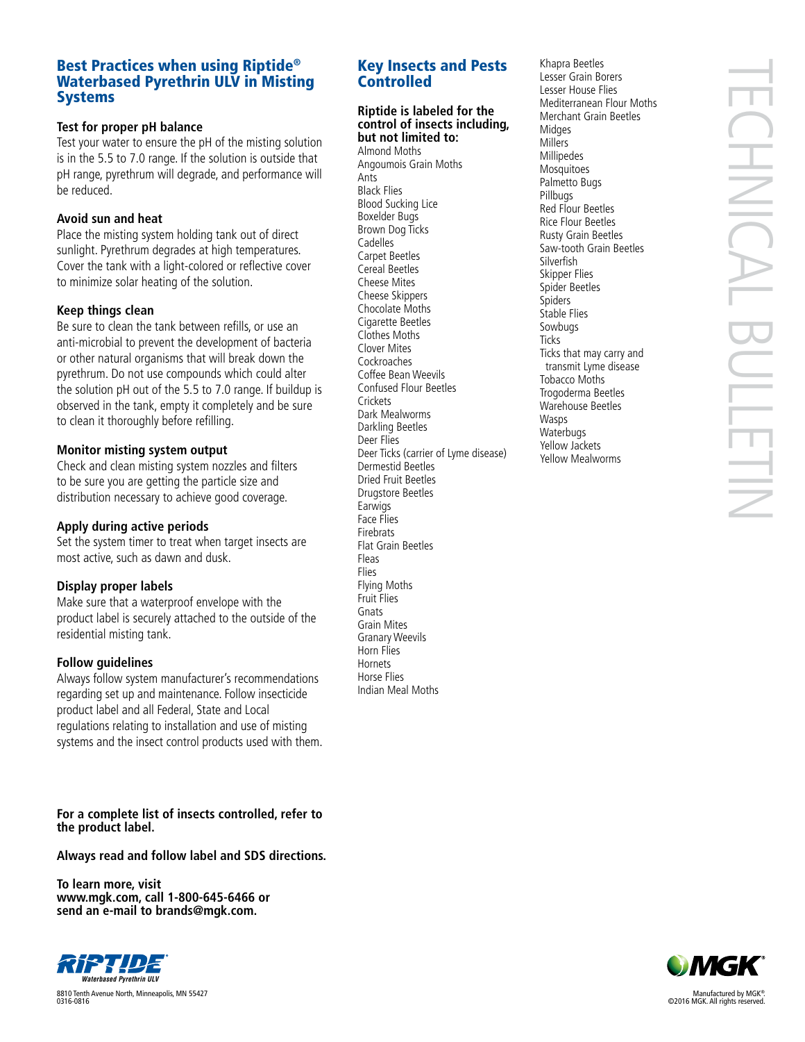## Best Practices when using Riptide® Waterbased Pyrethrin ULV in Misting Systems

### Test for proper pH balance

Test your water to ensure the pH of the misting solution is in the 5.5 to 7.0 range. If the solution is outside that pH range, pyrethrum will degrade, and performance will be reduced.

### Avoid sun and heat

Place the misting system holding tank out of direct sunlight. Pyrethrum degrades at high temperatures. Cover the tank with a light-colored or reflective cover to minimize solar heating of the solution.

### Keep things clean

Be sure to clean the tank between refills, or use an anti-microbial to prevent the development of bacteria or other natural organisms that will break down the pyrethrum. Do not use compounds which could alter the solution pH out of the 5.5 to 7.0 range. If buildup is observed in the tank, empty it completely and be sure to clean it thoroughly before refilling.

### Monitor misting system output

Check and clean misting system nozzles and filters to be sure you are getting the particle size and distribution necessary to achieve good coverage.

### Apply during active periods

Set the system timer to treat when target insects are most active, such as dawn and dusk.

### Display proper labels

Make sure that a waterproof envelope with the product label is securely attached to the outside of the residential misting tank.

### Follow guidelines

Always follow system manufacturer's recommendations regarding set up and maintenance. Follow insecticide product label and all Federal, State and Local regulations relating to installation and use of misting systems and the insect control products used with them.

**For a complete list of insects controlled, refer to the product label.**

**Always read and follow label and SDS directions.**

**To learn more, visit www.mgk.com, call 1-800-645-6466 or send an e-mail to brands@mgk.com.**

## Key Insects and Pests Controlled

**Riptide is labeled for the control of insects including, but not limited to:**

Almond Moths
Angoumois Grain Moths
Ants
Black Flies
Blood Sucking Lice
Boxelder Bugs
Brown Dog Ticks
Cadelles
Carpet Beetles
Cereal Beetles
Cheese Mites
Cheese Skippers
Chocolate Moths
Cigarette Beetles
Clothes Moths
Clover Mites
Cockroaches
Coffee Bean Weevils
Confused Flour Beetles
Crickets
Dark Mealworms
Darkling Beetles
Deer Flies
Deer Ticks (carrier of Lyme disease)
Dermestid Beetles
Dried Fruit Beetles
Drugstore Beetles
Earwigs
Face Flies
Firebrats
Flat Grain Beetles
Fleas
Flies
Flying Moths
Fruit Flies
Gnats
Grain Mites
Granary Weevils
Horn Flies
Hornets
Horse Flies
Indian Meal Moths
Khapra Beetles
Lesser Grain Borers
Lesser House Flies
Mediterranean Flour Moths
Merchant Grain Beetles
Midges
Millers
Millipedes
Mosquitoes
Palmetto Bugs
Pillbugs
Red Flour Beetles
Rice Flour Beetles
Rusty Grain Beetles
Saw-tooth Grain Beetles
Silverfish
Skipper Flies
Spider Beetles
Spiders
Stable Flies
Sowbugs
Ticks
Ticks that may carry and transmit Lyme disease
Tobacco Moths
Trogoderma Beetles
Warehouse Beetles
Wasps
Waterbugs
Yellow Jackets
Yellow Mealworms

TECHNICAL BULLETIN

RIPTIDE Waterbased Pyrethrin ULV

8810 Tenth Avenue North, Minneapolis, MN 55427
0316-0816

MGK

Manufactured by MGK®.
©2016 MGK. All rights reserved.